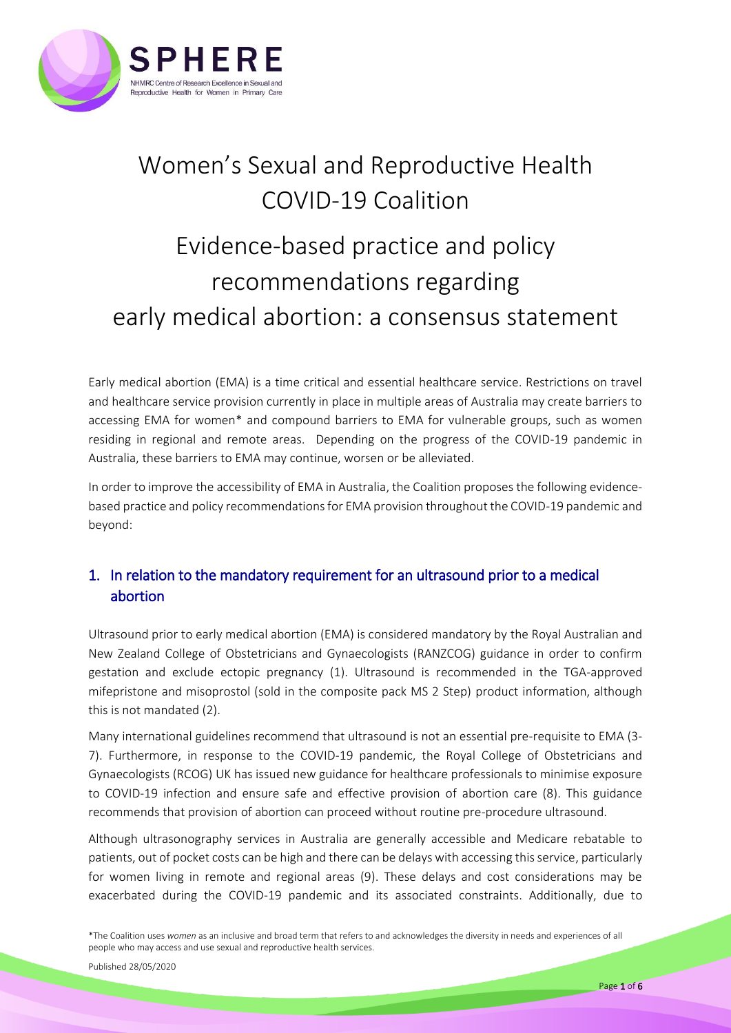# Women's Sexual and Reproductive Health COVID-19 Coalition

# Evidence-based practice and policy recommendations regarding early medical abortion: a consensus statement

Early medical abortion (EMA) is a time critical and essential healthcare service. Restrictions on travel and healthcare service provision currently in place in multiple areas of Australia may create barriers to accessing EMA for women* and compound barriers to EMA for vulnerable groups, such as women residing in regional and remote areas. Depending on the progress of the COVID-19 pandemic in Australia, these barriers to EMA may continue, worsen or be alleviated.

In order to improve the accessibility of EMA in Australia, the Coalition proposes the following evidence-based practice and policy recommendations for EMA provision throughout the COVID-19 pandemic and beyond:

## 1. In relation to the mandatory requirement for an ultrasound prior to a medical abortion

Ultrasound prior to early medical abortion (EMA) is considered mandatory by the Royal Australian and New Zealand College of Obstetricians and Gynaecologists (RANZCOG) guidance in order to confirm gestation and exclude ectopic pregnancy (1). Ultrasound is recommended in the TGA-approved mifepristone and misoprostol (sold in the composite pack MS 2 Step) product information, although this is not mandated (2).

Many international guidelines recommend that ultrasound is not an essential pre-requisite to EMA (3-7). Furthermore, in response to the COVID-19 pandemic, the Royal College of Obstetricians and Gynaecologists (RCOG) UK has issued new guidance for healthcare professionals to minimise exposure to COVID-19 infection and ensure safe and effective provision of abortion care (8). This guidance recommends that provision of abortion can proceed without routine pre-procedure ultrasound.

Although ultrasonography services in Australia are generally accessible and Medicare rebatable to patients, out of pocket costs can be high and there can be delays with accessing this service, particularly for women living in remote and regional areas (9). These delays and cost considerations may be exacerbated during the COVID-19 pandemic and its associated constraints. Additionally, due to

*The Coalition uses *women* as an inclusive and broad term that refers to and acknowledges the diversity in needs and experiences of all people who may access and use sexual and reproductive health services.

Published 28/05/2020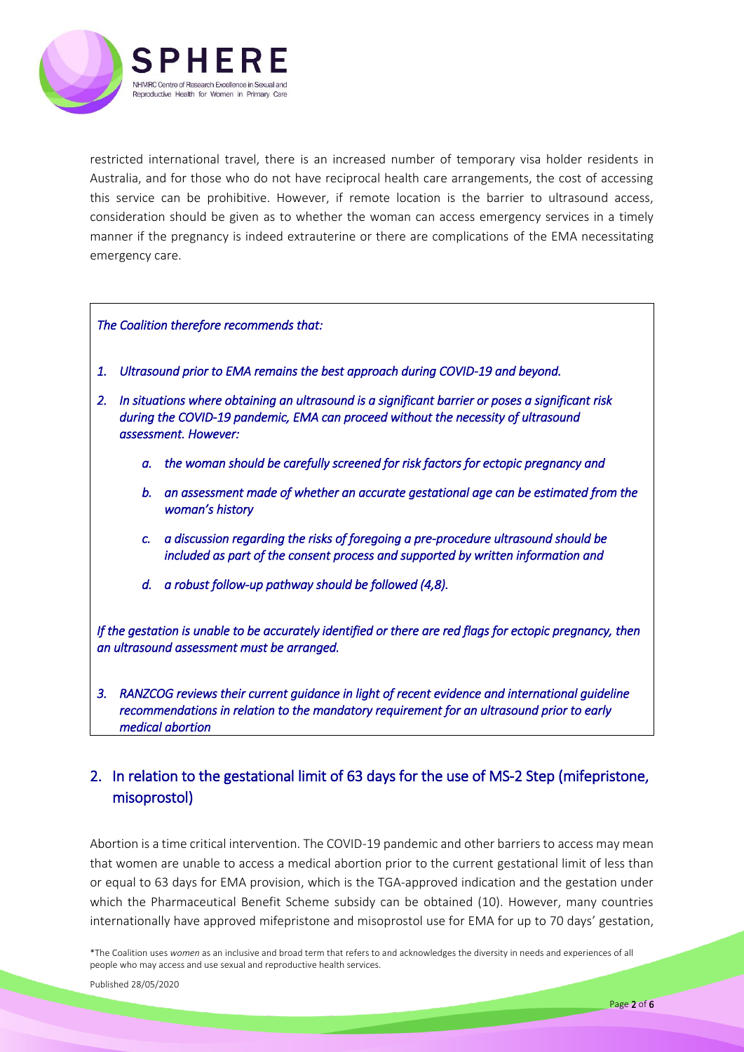restricted international travel, there is an increased number of temporary visa holder residents in Australia, and for those who do not have reciprocal health care arrangements, the cost of accessing this service can be prohibitive. However, if remote location is the barrier to ultrasound access, consideration should be given as to whether the woman can access emergency services in a timely manner if the pregnancy is indeed extrauterine or there are complications of the EMA necessitating emergency care.

*The Coalition therefore recommends that:*

1. *Ultrasound prior to EMA remains the best approach during COVID-19 and beyond.*
2. *In situations where obtaining an ultrasound is a significant barrier or poses a significant risk during the COVID-19 pandemic, EMA can proceed without the necessity of ultrasound assessment. However:*
    a. *the woman should be carefully screened for risk factors for ectopic pregnancy and*
    b. *an assessment made of whether an accurate gestational age can be estimated from the woman's history*
    c. *a discussion regarding the risks of foregoing a pre-procedure ultrasound should be included as part of the consent process and supported by written information and*
    d. *a robust follow-up pathway should be followed (4,8).*

*If the gestation is unable to be accurately identified or there are red flags for ectopic pregnancy, then an ultrasound assessment must be arranged.*

3. *RANZCOG reviews their current guidance in light of recent evidence and international guideline recommendations in relation to the mandatory requirement for an ultrasound prior to early medical abortion*

## 2. In relation to the gestational limit of 63 days for the use of MS-2 Step (mifepristone, misoprostol)

Abortion is a time critical intervention. The COVID-19 pandemic and other barriers to access may mean that women are unable to access a medical abortion prior to the current gestational limit of less than or equal to 63 days for EMA provision, which is the TGA-approved indication and the gestation under which the Pharmaceutical Benefit Scheme subsidy can be obtained (10). However, many countries internationally have approved mifepristone and misoprostol use for EMA for up to 70 days' gestation,

*The Coalition uses *women* as an inclusive and broad term that refers to and acknowledges the diversity in needs and experiences of all people who may access and use sexual and reproductive health services.

Published 28/05/2020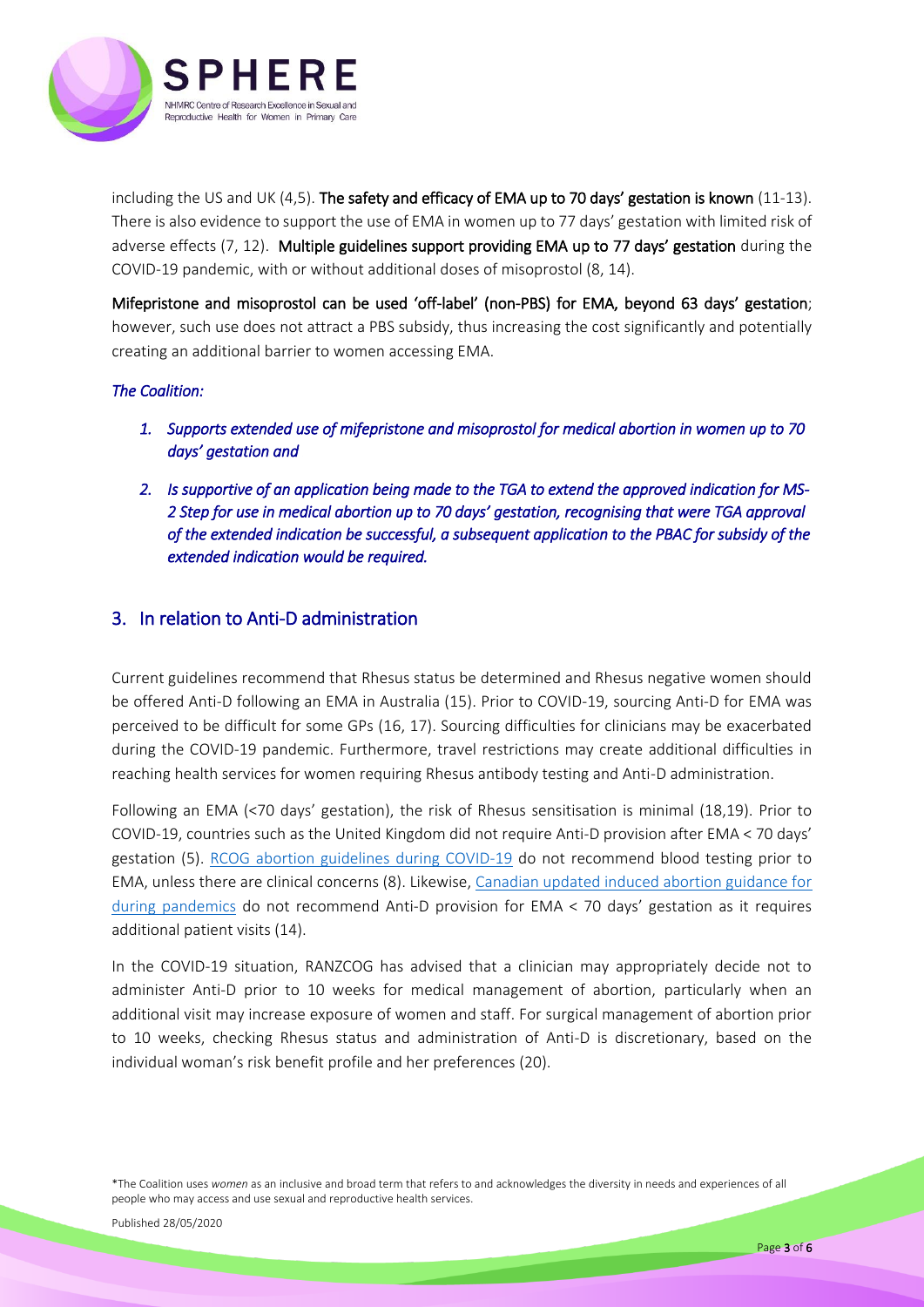including the US and UK (4,5). **The safety and efficacy of EMA up to 70 days' gestation is known** (11-13). There is also evidence to support the use of EMA in women up to 77 days' gestation with limited risk of adverse effects (7, 12). **Multiple guidelines support providing EMA up to 77 days' gestation** during the COVID-19 pandemic, with or without additional doses of misoprostol (8, 14).

**Mifepristone and misoprostol can be used 'off-label' (non-PBS) for EMA, beyond 63 days' gestation**; however, such use does not attract a PBS subsidy, thus increasing the cost significantly and potentially creating an additional barrier to women accessing EMA.

*The Coalition:*

1. *Supports extended use of mifepristone and misoprostol for medical abortion in women up to 70 days' gestation and*
2. *Is supportive of an application being made to the TGA to extend the approved indication for MS-2 Step for use in medical abortion up to 70 days' gestation, recognising that were TGA approval of the extended indication be successful, a subsequent application to the PBAC for subsidy of the extended indication would be required.*

## 3. In relation to Anti-D administration

Current guidelines recommend that Rhesus status be determined and Rhesus negative women should be offered Anti-D following an EMA in Australia (15). Prior to COVID-19, sourcing Anti-D for EMA was perceived to be difficult for some GPs (16, 17). Sourcing difficulties for clinicians may be exacerbated during the COVID-19 pandemic. Furthermore, travel restrictions may create additional difficulties in reaching health services for women requiring Rhesus antibody testing and Anti-D administration.

Following an EMA (<70 days' gestation), the risk of Rhesus sensitisation is minimal (18,19). Prior to COVID-19, countries such as the United Kingdom did not require Anti-D provision after EMA < 70 days' gestation (5). RCOG abortion guidelines during COVID-19 do not recommend blood testing prior to EMA, unless there are clinical concerns (8). Likewise, Canadian updated induced abortion guidance for during pandemics do not recommend Anti-D provision for EMA < 70 days' gestation as it requires additional patient visits (14).

In the COVID-19 situation, RANZCOG has advised that a clinician may appropriately decide not to administer Anti-D prior to 10 weeks for medical management of abortion, particularly when an additional visit may increase exposure of women and staff. For surgical management of abortion prior to 10 weeks, checking Rhesus status and administration of Anti-D is discretionary, based on the individual woman's risk benefit profile and her preferences (20).

*The Coalition uses *women* as an inclusive and broad term that refers to and acknowledges the diversity in needs and experiences of all people who may access and use sexual and reproductive health services.

Published 28/05/2020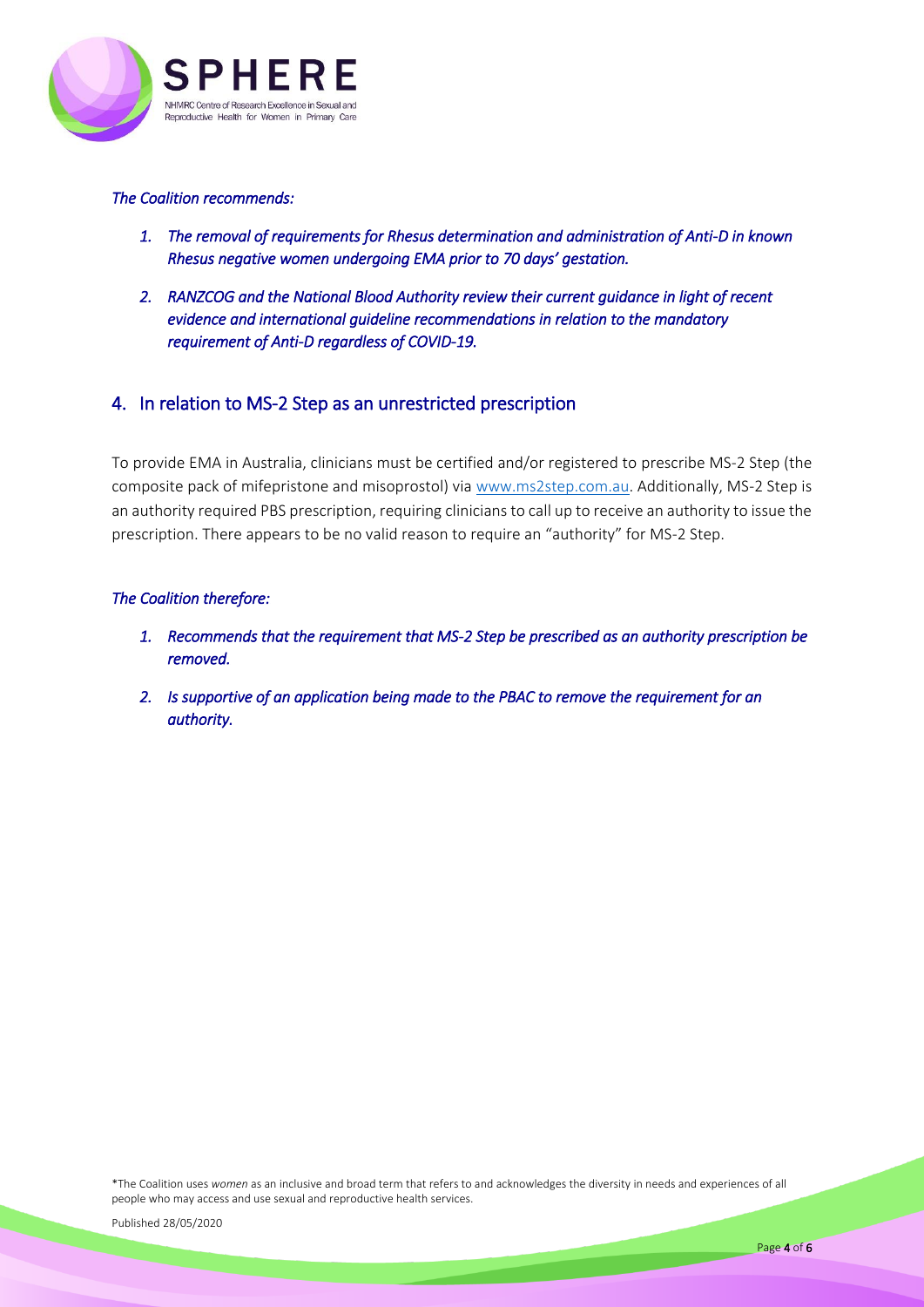*The Coalition recommends:*

1. *The removal of requirements for Rhesus determination and administration of Anti-D in known Rhesus negative women undergoing EMA prior to 70 days' gestation.*
2. *RANZCOG and the National Blood Authority review their current guidance in light of recent evidence and international guideline recommendations in relation to the mandatory requirement of Anti-D regardless of COVID-19.*

## 4. In relation to MS-2 Step as an unrestricted prescription

To provide EMA in Australia, clinicians must be certified and/or registered to prescribe MS-2 Step (the composite pack of mifepristone and misoprostol) via [www.ms2step.com.au](http://www.ms2step.com.au). Additionally, MS-2 Step is an authority required PBS prescription, requiring clinicians to call up to receive an authority to issue the prescription. There appears to be no valid reason to require an "authority" for MS-2 Step.

*The Coalition therefore:*

1. *Recommends that the requirement that MS-2 Step be prescribed as an authority prescription be removed.*
2. *Is supportive of an application being made to the PBAC to remove the requirement for an authority.*

*The Coalition uses *women* as an inclusive and broad term that refers to and acknowledges the diversity in needs and experiences of all people who may access and use sexual and reproductive health services.

Published 28/05/2020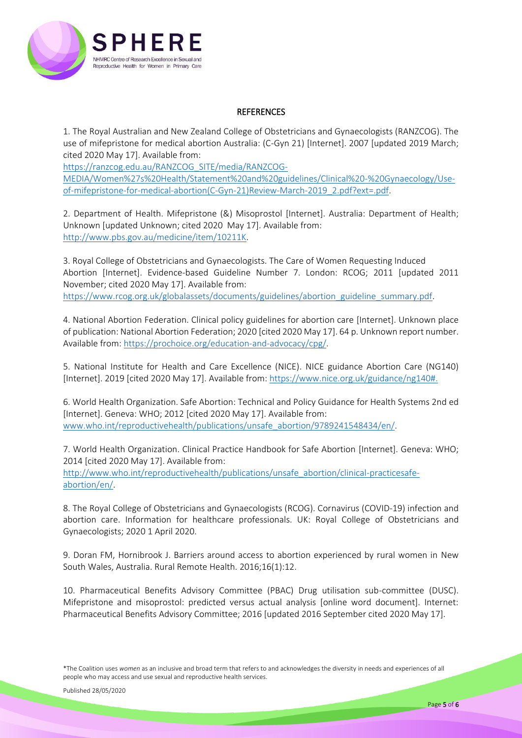## REFERENCES

1. The Royal Australian and New Zealand College of Obstetricians and Gynaecologists (RANZCOG). The use of mifepristone for medical abortion Australia: (C-Gyn 21) [Internet]. 2007 [updated 2019 March; cited 2020 May 17]. Available from: https://ranzcog.edu.au/RANZCOG_SITE/media/RANZCOG-MEDIA/Women%27s%20Health/Statement%20and%20guidelines/Clinical%20-%20Gynaecology/Use-of-mifepristone-for-medical-abortion(C-Gyn-21)Review-March-2019_2.pdf?ext=.pdf.

2. Department of Health. Mifepristone (&) Misoprostol [Internet]. Australia: Department of Health; Unknown [updated Unknown; cited 2020 May 17]. Available from: http://www.pbs.gov.au/medicine/item/10211K.

3. Royal College of Obstetricians and Gynaecologists. The Care of Women Requesting Induced Abortion [Internet]. Evidence-based Guideline Number 7. London: RCOG; 2011 [updated 2011 November; cited 2020 May 17]. Available from: https://www.rcog.org.uk/globalassets/documents/guidelines/abortion_guideline_summary.pdf.

4. National Abortion Federation. Clinical policy guidelines for abortion care [Internet]. Unknown place of publication: National Abortion Federation; 2020 [cited 2020 May 17]. 64 p. Unknown report number. Available from: https://prochoice.org/education-and-advocacy/cpg/.

5. National Institute for Health and Care Excellence (NICE). NICE guidance Abortion Care (NG140) [Internet]. 2019 [cited 2020 May 17]. Available from: https://www.nice.org.uk/guidance/ng140#.

6. World Health Organization. Safe Abortion: Technical and Policy Guidance for Health Systems 2nd ed [Internet]. Geneva: WHO; 2012 [cited 2020 May 17]. Available from: www.who.int/reproductivehealth/publications/unsafe_abortion/9789241548434/en/.

7. World Health Organization. Clinical Practice Handbook for Safe Abortion [Internet]. Geneva: WHO; 2014 [cited 2020 May 17]. Available from: http://www.who.int/reproductivehealth/publications/unsafe_abortion/clinical-practicesafe-abortion/en/.

8. The Royal College of Obstetricians and Gynaecologists (RCOG). Cornavirus (COVID-19) infection and abortion care. Information for healthcare professionals. UK: Royal College of Obstetricians and Gynaecologists; 2020 1 April 2020.

9. Doran FM, Hornibrook J. Barriers around access to abortion experienced by rural women in New South Wales, Australia. Rural Remote Health. 2016;16(1):12.

10. Pharmaceutical Benefits Advisory Committee (PBAC) Drug utilisation sub-committee (DUSC). Mifepristone and misoprostol: predicted versus actual analysis [online word document]. Internet: Pharmaceutical Benefits Advisory Committee; 2016 [updated 2016 September cited 2020 May 17].

*The Coalition uses *women* as an inclusive and broad term that refers to and acknowledges the diversity in needs and experiences of all people who may access and use sexual and reproductive health services.

Published 28/05/2020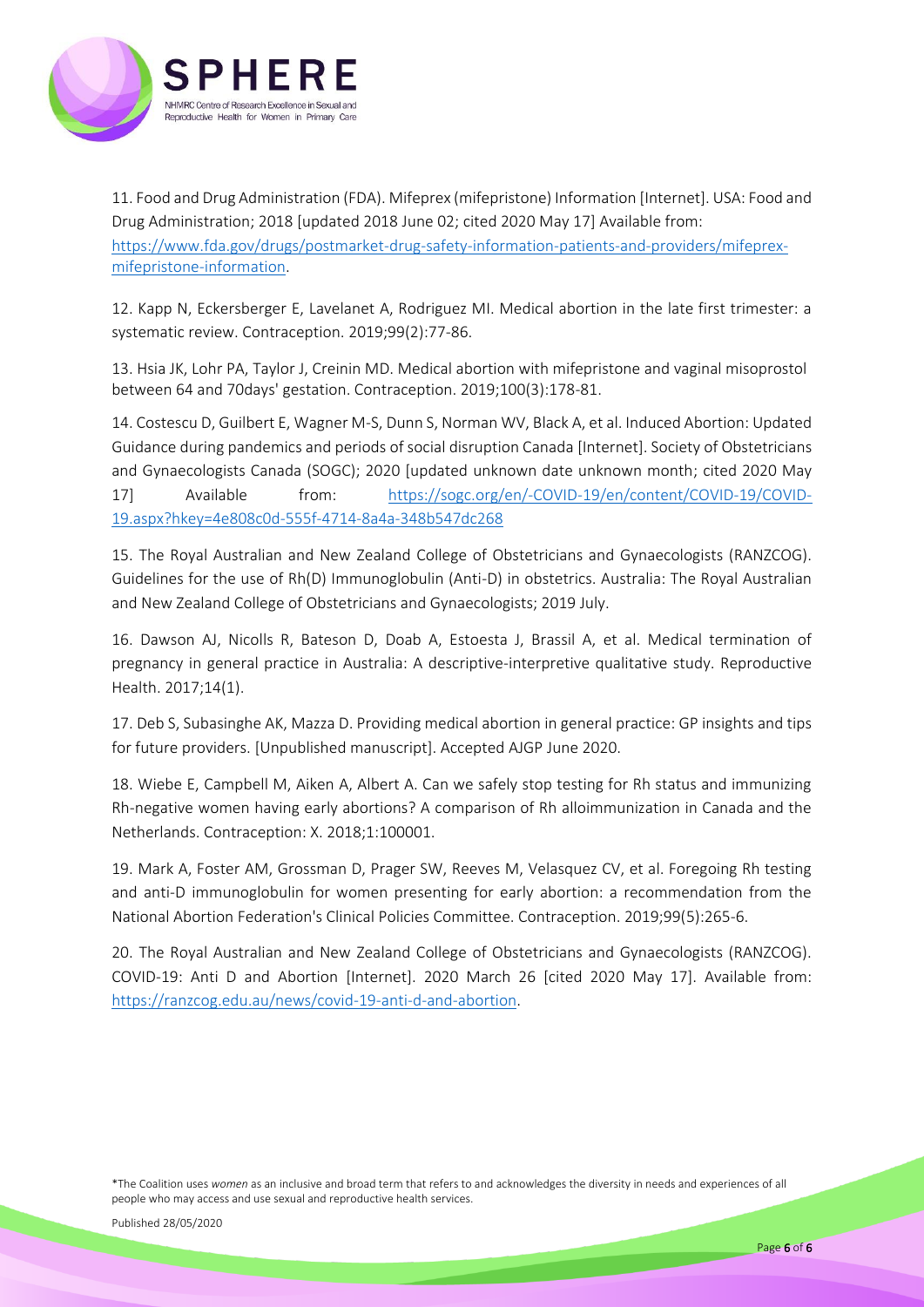11. Food and Drug Administration (FDA). Mifeprex (mifepristone) Information [Internet]. USA: Food and Drug Administration; 2018 [updated 2018 June 02; cited 2020 May 17] Available from: https://www.fda.gov/drugs/postmarket-drug-safety-information-patients-and-providers/mifeprex-mifepristone-information.

12. Kapp N, Eckersberger E, Lavelanet A, Rodriguez MI. Medical abortion in the late first trimester: a systematic review. Contraception. 2019;99(2):77-86.

13. Hsia JK, Lohr PA, Taylor J, Creinin MD. Medical abortion with mifepristone and vaginal misoprostol between 64 and 70days' gestation. Contraception. 2019;100(3):178-81.

14. Costescu D, Guilbert E, Wagner M-S, Dunn S, Norman WV, Black A, et al. Induced Abortion: Updated Guidance during pandemics and periods of social disruption Canada [Internet]. Society of Obstetricians and Gynaecologists Canada (SOGC); 2020 [updated unknown date unknown month; cited 2020 May 17] Available from: https://sogc.org/en/-COVID-19/en/content/COVID-19/COVID-19.aspx?hkey=4e808c0d-555f-4714-8a4a-348b547dc268

15. The Royal Australian and New Zealand College of Obstetricians and Gynaecologists (RANZCOG). Guidelines for the use of Rh(D) Immunoglobulin (Anti-D) in obstetrics. Australia: The Royal Australian and New Zealand College of Obstetricians and Gynaecologists; 2019 July.

16. Dawson AJ, Nicolls R, Bateson D, Doab A, Estoesta J, Brassil A, et al. Medical termination of pregnancy in general practice in Australia: A descriptive-interpretive qualitative study. Reproductive Health. 2017;14(1).

17. Deb S, Subasinghe AK, Mazza D. Providing medical abortion in general practice: GP insights and tips for future providers. [Unpublished manuscript]. Accepted AJGP June 2020.

18. Wiebe E, Campbell M, Aiken A, Albert A. Can we safely stop testing for Rh status and immunizing Rh-negative women having early abortions? A comparison of Rh alloimmunization in Canada and the Netherlands. Contraception: X. 2018;1:100001.

19. Mark A, Foster AM, Grossman D, Prager SW, Reeves M, Velasquez CV, et al. Foregoing Rh testing and anti-D immunoglobulin for women presenting for early abortion: a recommendation from the National Abortion Federation's Clinical Policies Committee. Contraception. 2019;99(5):265-6.

20. The Royal Australian and New Zealand College of Obstetricians and Gynaecologists (RANZCOG). COVID-19: Anti D and Abortion [Internet]. 2020 March 26 [cited 2020 May 17]. Available from: https://ranzcog.edu.au/news/covid-19-anti-d-and-abortion.

*The Coalition uses *women* as an inclusive and broad term that refers to and acknowledges the diversity in needs and experiences of all people who may access and use sexual and reproductive health services.

Published 28/05/2020